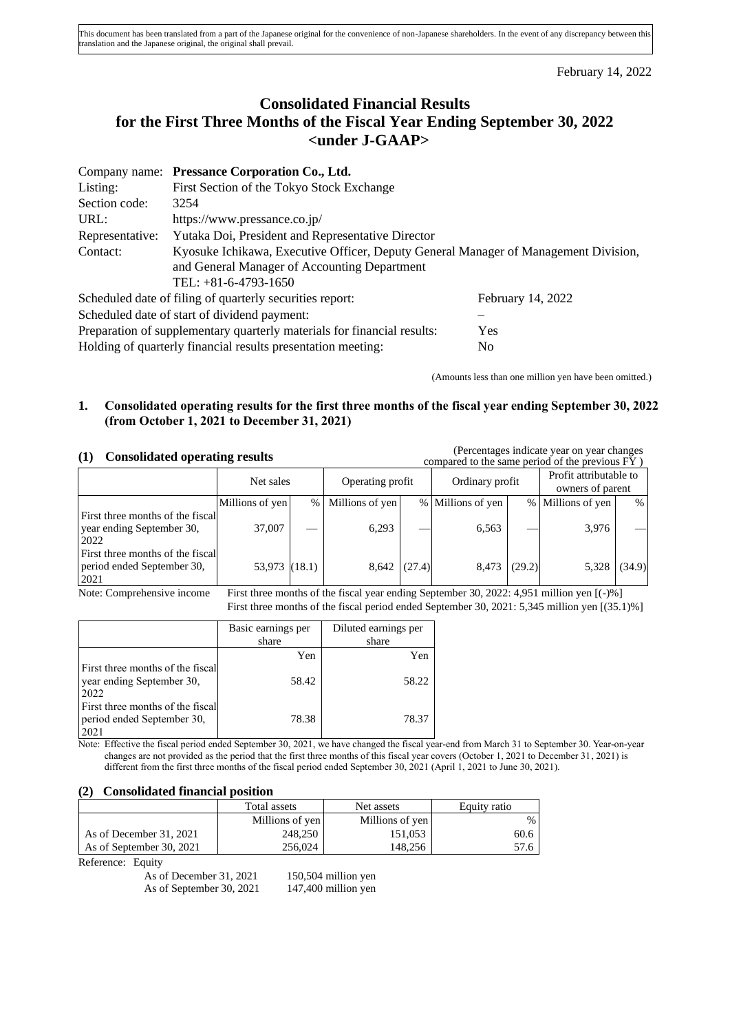This document has been translated from a part of the Japanese original for the convenience of non-Japanese shareholders. In the event of any discrepancy between this translation and the Japanese original, the original shall prevail.

February 14, 2022

# Consolidated Financial Results for the First Three Months of the Fiscal Year Ending September 30, 2022 <under J-GAAP>

| | |
|---|---|
| Company name: | **Pressance Corporation Co., Ltd.** |
| Listing: | First Section of the Tokyo Stock Exchange |
| Section code: | 3254 |
| URL: | https://www.pressance.co.jp/ |
| Representative: | Yutaka Doi, President and Representative Director |
| Contact: | Kyosuke Ichikawa, Executive Officer, Deputy General Manager of Management Division, and General Manager of Accounting Department<br>TEL: +81-6-4793-1650 |

| | |
|---|---|
| Scheduled date of filing of quarterly securities report: | February 14, 2022 |
| Scheduled date of start of dividend payment: | – |
| Preparation of supplementary quarterly materials for financial results: | Yes |
| Holding of quarterly financial results presentation meeting: | No |

(Amounts less than one million yen have been omitted.)

## 1. Consolidated operating results for the first three months of the fiscal year ending September 30, 2022 (from October 1, 2021 to December 31, 2021)

### (1) Consolidated operating results

(Percentages indicate year on year changes compared to the same period of the previous FY )

| | Net sales | | Operating profit | | Ordinary profit | | Profit attributable to owners of parent | |
|---|---|---|---|---|---|---|---|---|
| | Millions of yen | % | Millions of yen | % | Millions of yen | % | Millions of yen | % |
| First three months of the fiscal year ending September 30, 2022 | 37,007 | — | 6,293 | — | 6,563 | — | 3,976 | — |
| First three months of the fiscal period ended September 30, 2021 | 53,973 | (18.1) | 8,642 | (27.4) | 8,473 | (29.2) | 5,328 | (34.9) |

Note: Comprehensive income First three months of the fiscal year ending September 30, 2022: 4,951 million yen [(-)%]
First three months of the fiscal period ended September 30, 2021: 5,345 million yen [(35.1)%]

| | Basic earnings per share | Diluted earnings per share |
|---|---|---|
| | Yen | Yen |
| First three months of the fiscal year ending September 30, 2022 | 58.42 | 58.22 |
| First three months of the fiscal period ended September 30, 2021 | 78.38 | 78.37 |

Note: Effective the fiscal period ended September 30, 2021, we have changed the fiscal year-end from March 31 to September 30. Year-on-year changes are not provided as the period that the first three months of this fiscal year covers (October 1, 2021 to December 31, 2021) is different from the first three months of the fiscal period ended September 30, 2021 (April 1, 2021 to June 30, 2021).

### (2) Consolidated financial position

| | Total assets | Net assets | Equity ratio |
|---|---|---|---|
| | Millions of yen | Millions of yen | % |
| As of December 31, 2021 | 248,250 | 151,053 | 60.6 |
| As of September 30, 2021 | 256,024 | 148,256 | 57.6 |

Reference: Equity
As of December 31, 2021 150,504 million yen
As of September 30, 2021 147,400 million yen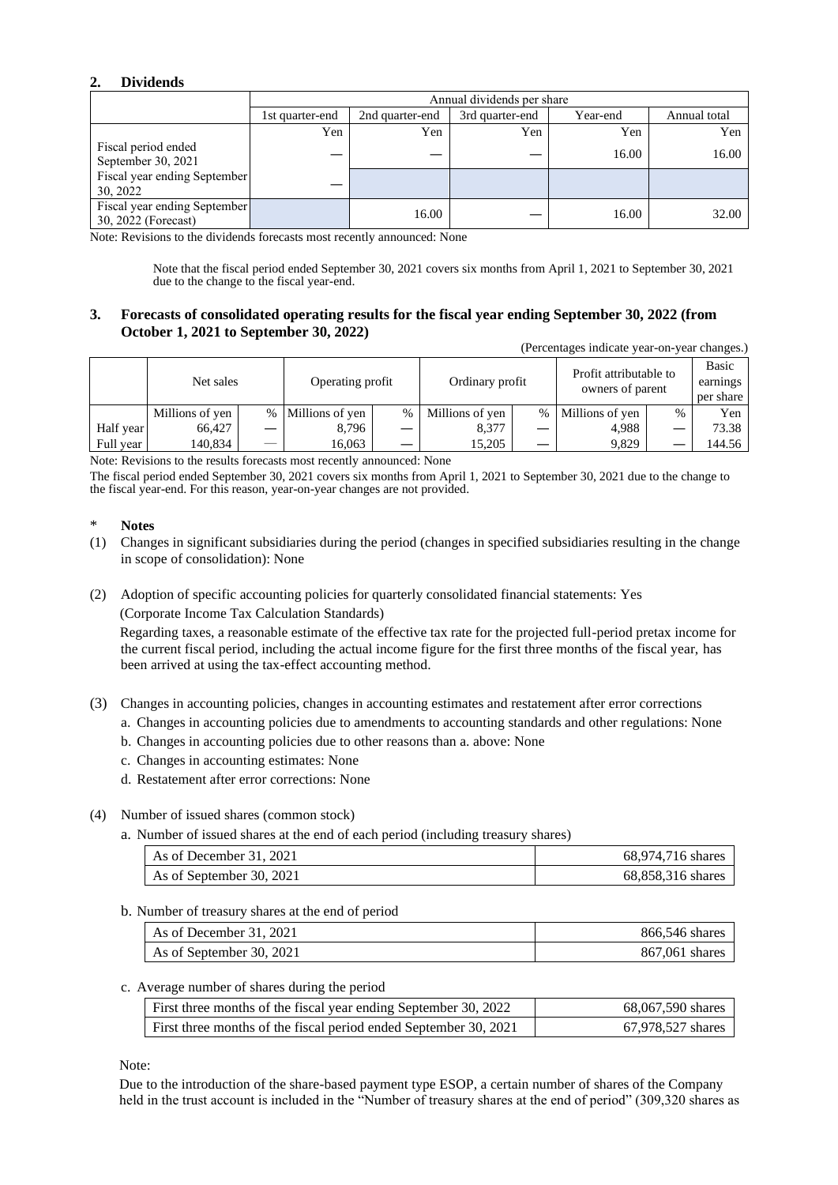## 2. Dividends

| | Annual dividends per share | | | | |
|---|---|---|---|---|---|
| | 1st quarter-end | 2nd quarter-end | 3rd quarter-end | Year-end | Annual total |
| | Yen | Yen | Yen | Yen | Yen |
| Fiscal period ended September 30, 2021 | — | — | — | 16.00 | 16.00 |
| Fiscal year ending September 30, 2022 | — | | | | |
| Fiscal year ending September 30, 2022 (Forecast) | | 16.00 | — | 16.00 | 32.00 |

Note: Revisions to the dividends forecasts most recently announced: None

Note that the fiscal period ended September 30, 2021 covers six months from April 1, 2021 to September 30, 2021 due to the change to the fiscal year-end.

## 3. Forecasts of consolidated operating results for the fiscal year ending September 30, 2022 (from October 1, 2021 to September 30, 2022)

(Percentages indicate year-on-year changes.)

| | Net sales | | Operating profit | | Ordinary profit | | Profit attributable to owners of parent | | Basic earnings per share |
|---|---|---|---|---|---|---|---|---|---|
| | Millions of yen | % | Millions of yen | % | Millions of yen | % | Millions of yen | % | Yen |
| Half year | 66,427 | — | 8,796 | — | 8,377 | — | 4,988 | — | 73.38 |
| Full year | 140,834 | — | 16,063 | — | 15,205 | — | 9,829 | — | 144.56 |

Note: Revisions to the results forecasts most recently announced: None

The fiscal period ended September 30, 2021 covers six months from April 1, 2021 to September 30, 2021 due to the change to the fiscal year-end. For this reason, year-on-year changes are not provided.

\* **Notes**

(1) Changes in significant subsidiaries during the period (changes in specified subsidiaries resulting in the change in scope of consolidation): None

(2) Adoption of specific accounting policies for quarterly consolidated financial statements: Yes

(Corporate Income Tax Calculation Standards)

Regarding taxes, a reasonable estimate of the effective tax rate for the projected full-period pretax income for the current fiscal period, including the actual income figure for the first three months of the fiscal year, has been arrived at using the tax-effect accounting method.

(3) Changes in accounting policies, changes in accounting estimates and restatement after error corrections

a. Changes in accounting policies due to amendments to accounting standards and other regulations: None

b. Changes in accounting policies due to other reasons than a. above: None

c. Changes in accounting estimates: None

d. Restatement after error corrections: None

(4) Number of issued shares (common stock)

a. Number of issued shares at the end of each period (including treasury shares)

| | |
|---|---|
| As of December 31, 2021 | 68,974,716 shares |
| As of September 30, 2021 | 68,858,316 shares |

b. Number of treasury shares at the end of period

| | |
|---|---|
| As of December 31, 2021 | 866,546 shares |
| As of September 30, 2021 | 867,061 shares |

c. Average number of shares during the period

| | |
|---|---|
| First three months of the fiscal year ending September 30, 2022 | 68,067,590 shares |
| First three months of the fiscal period ended September 30, 2021 | 67,978,527 shares |

Note:

Due to the introduction of the share-based payment type ESOP, a certain number of shares of the Company held in the trust account is included in the "Number of treasury shares at the end of period" (309,320 shares as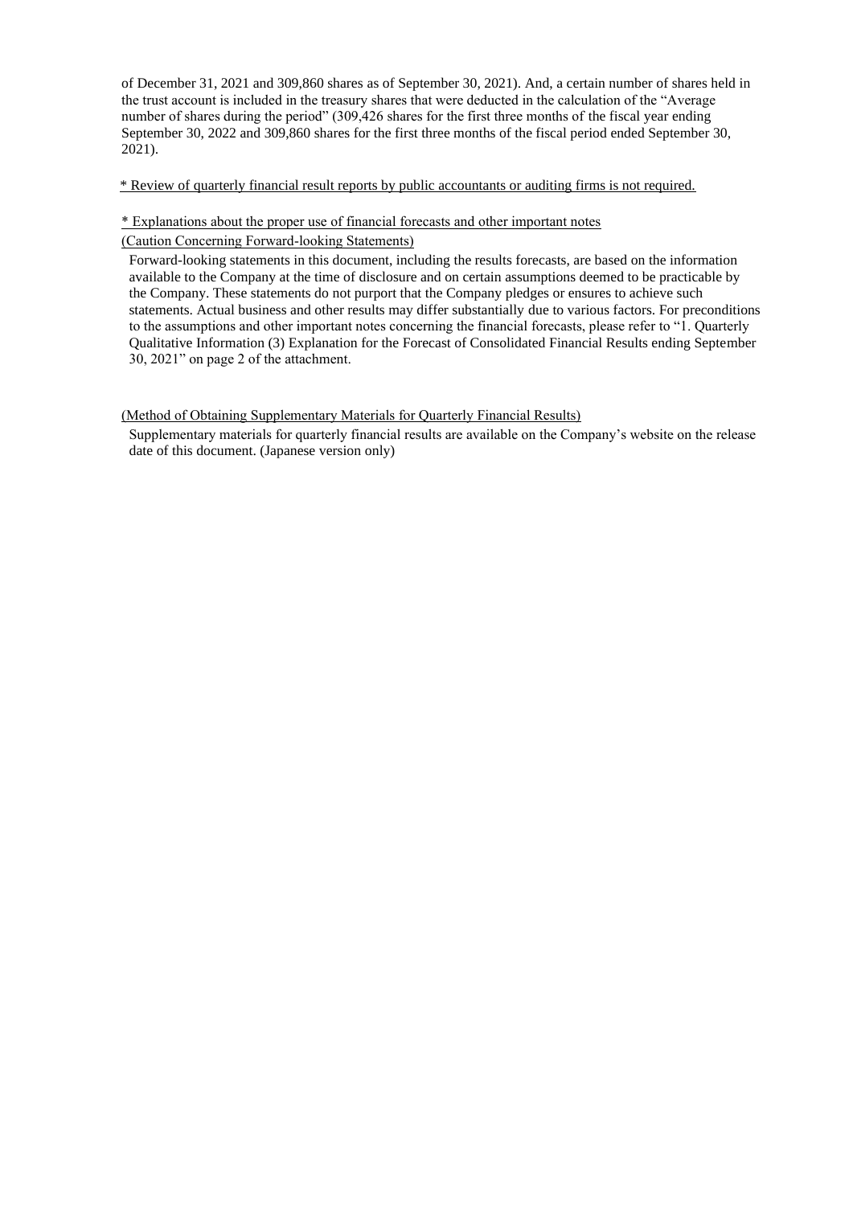of December 31, 2021 and 309,860 shares as of September 30, 2021). And, a certain number of shares held in the trust account is included in the treasury shares that were deducted in the calculation of the "Average number of shares during the period" (309,426 shares for the first three months of the fiscal year ending September 30, 2022 and 309,860 shares for the first three months of the fiscal period ended September 30, 2021).

* Review of quarterly financial result reports by public accountants or auditing firms is not required.

* Explanations about the proper use of financial forecasts and other important notes

(Caution Concerning Forward-looking Statements)

Forward-looking statements in this document, including the results forecasts, are based on the information available to the Company at the time of disclosure and on certain assumptions deemed to be practicable by the Company. These statements do not purport that the Company pledges or ensures to achieve such statements. Actual business and other results may differ substantially due to various factors. For preconditions to the assumptions and other important notes concerning the financial forecasts, please refer to "1. Quarterly Qualitative Information (3) Explanation for the Forecast of Consolidated Financial Results ending September 30, 2021" on page 2 of the attachment.

(Method of Obtaining Supplementary Materials for Quarterly Financial Results)

Supplementary materials for quarterly financial results are available on the Company's website on the release date of this document. (Japanese version only)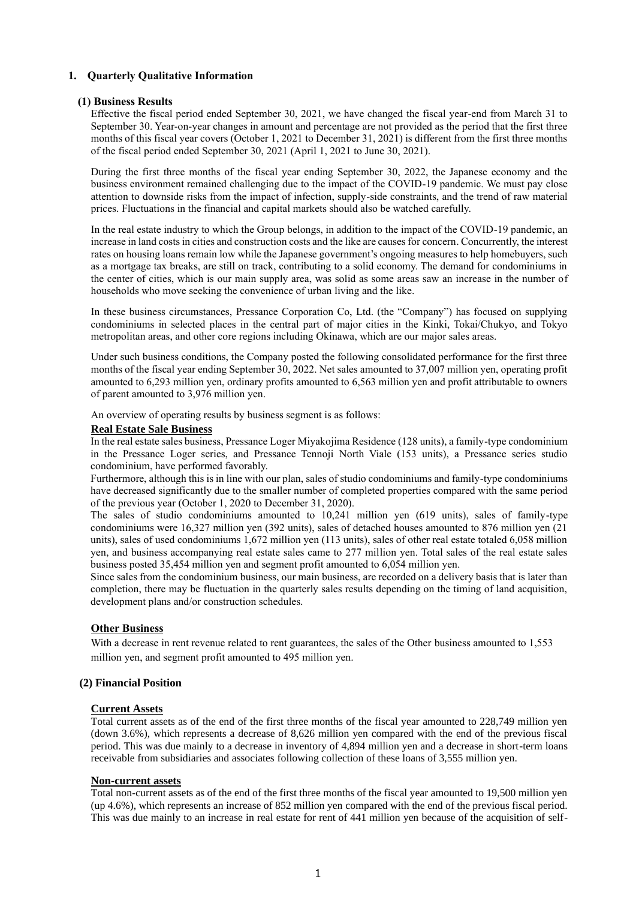## 1. Quarterly Qualitative Information

### (1) Business Results

Effective the fiscal period ended September 30, 2021, we have changed the fiscal year-end from March 31 to September 30. Year-on-year changes in amount and percentage are not provided as the period that the first three months of this fiscal year covers (October 1, 2021 to December 31, 2021) is different from the first three months of the fiscal period ended September 30, 2021 (April 1, 2021 to June 30, 2021).

During the first three months of the fiscal year ending September 30, 2022, the Japanese economy and the business environment remained challenging due to the impact of the COVID-19 pandemic. We must pay close attention to downside risks from the impact of infection, supply-side constraints, and the trend of raw material prices. Fluctuations in the financial and capital markets should also be watched carefully.

In the real estate industry to which the Group belongs, in addition to the impact of the COVID-19 pandemic, an increase in land costs in cities and construction costs and the like are causes for concern. Concurrently, the interest rates on housing loans remain low while the Japanese government's ongoing measures to help homebuyers, such as a mortgage tax breaks, are still on track, contributing to a solid economy. The demand for condominiums in the center of cities, which is our main supply area, was solid as some areas saw an increase in the number of households who move seeking the convenience of urban living and the like.

In these business circumstances, Pressance Corporation Co, Ltd. (the "Company") has focused on supplying condominiums in selected places in the central part of major cities in the Kinki, Tokai/Chukyo, and Tokyo metropolitan areas, and other core regions including Okinawa, which are our major sales areas.

Under such business conditions, the Company posted the following consolidated performance for the first three months of the fiscal year ending September 30, 2022. Net sales amounted to 37,007 million yen, operating profit amounted to 6,293 million yen, ordinary profits amounted to 6,563 million yen and profit attributable to owners of parent amounted to 3,976 million yen.

An overview of operating results by business segment is as follows:

**Real Estate Sale Business**

In the real estate sales business, Pressance Loger Miyakojima Residence (128 units), a family-type condominium in the Pressance Loger series, and Pressance Tennoji North Viale (153 units), a Pressance series studio condominium, have performed favorably.

Furthermore, although this is in line with our plan, sales of studio condominiums and family-type condominiums have decreased significantly due to the smaller number of completed properties compared with the same period of the previous year (October 1, 2020 to December 31, 2020).

The sales of studio condominiums amounted to 10,241 million yen (619 units), sales of family-type condominiums were 16,327 million yen (392 units), sales of detached houses amounted to 876 million yen (21 units), sales of used condominiums 1,672 million yen (113 units), sales of other real estate totaled 6,058 million yen, and business accompanying real estate sales came to 277 million yen. Total sales of the real estate sales business posted 35,454 million yen and segment profit amounted to 6,054 million yen.

Since sales from the condominium business, our main business, are recorded on a delivery basis that is later than completion, there may be fluctuation in the quarterly sales results depending on the timing of land acquisition, development plans and/or construction schedules.

**Other Business**

With a decrease in rent revenue related to rent guarantees, the sales of the Other business amounted to 1,553 million yen, and segment profit amounted to 495 million yen.

### (2) Financial Position

**Current Assets**

Total current assets as of the end of the first three months of the fiscal year amounted to 228,749 million yen (down 3.6%), which represents a decrease of 8,626 million yen compared with the end of the previous fiscal period. This was due mainly to a decrease in inventory of 4,894 million yen and a decrease in short-term loans receivable from subsidiaries and associates following collection of these loans of 3,555 million yen.

**Non-current assets**

Total non-current assets as of the end of the first three months of the fiscal year amounted to 19,500 million yen (up 4.6%), which represents an increase of 852 million yen compared with the end of the previous fiscal period. This was due mainly to an increase in real estate for rent of 441 million yen because of the acquisition of self-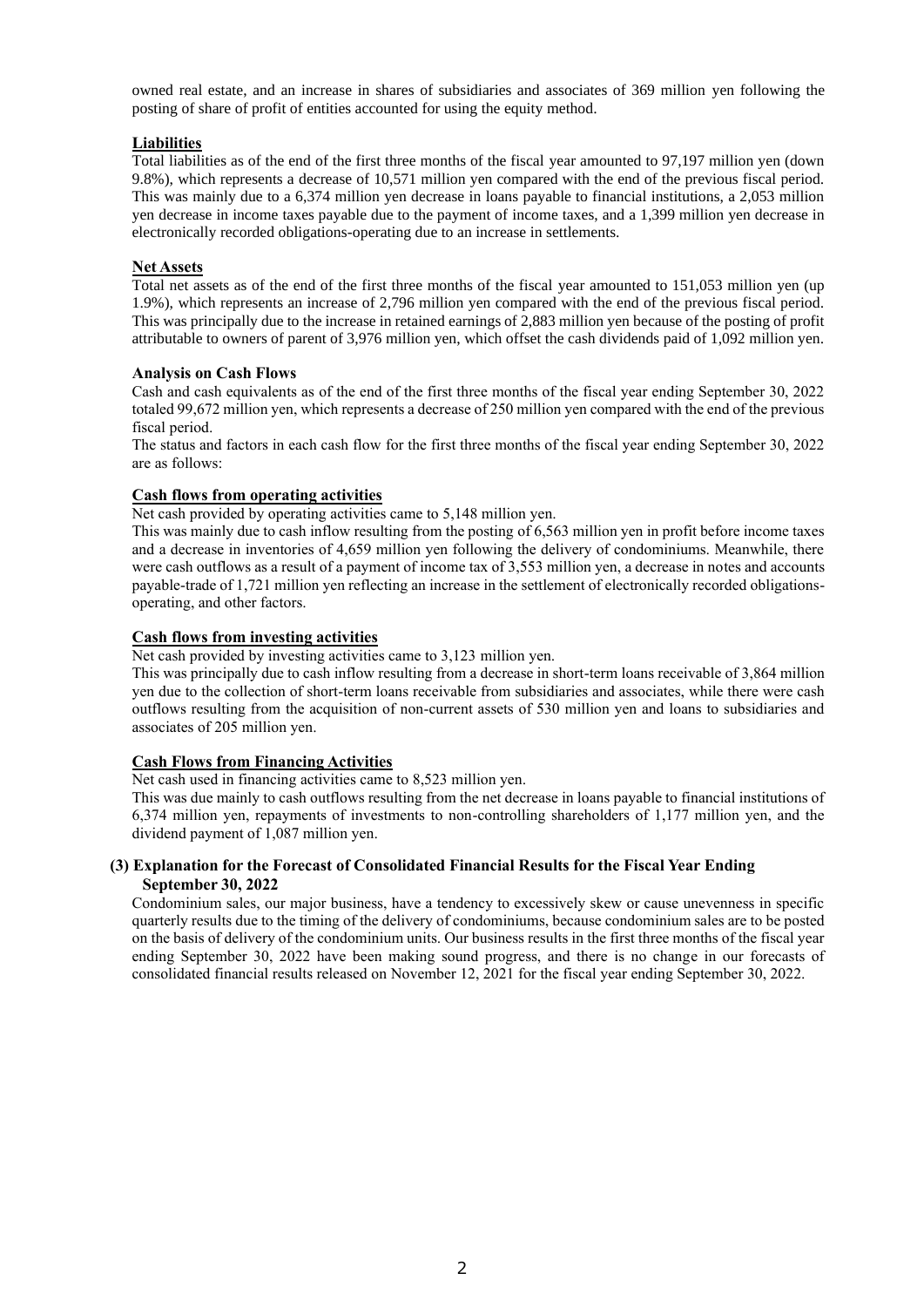owned real estate, and an increase in shares of subsidiaries and associates of 369 million yen following the posting of share of profit of entities accounted for using the equity method.

**Liabilities**

Total liabilities as of the end of the first three months of the fiscal year amounted to 97,197 million yen (down 9.8%), which represents a decrease of 10,571 million yen compared with the end of the previous fiscal period. This was mainly due to a 6,374 million yen decrease in loans payable to financial institutions, a 2,053 million yen decrease in income taxes payable due to the payment of income taxes, and a 1,399 million yen decrease in electronically recorded obligations-operating due to an increase in settlements.

**Net Assets**

Total net assets as of the end of the first three months of the fiscal year amounted to 151,053 million yen (up 1.9%), which represents an increase of 2,796 million yen compared with the end of the previous fiscal period. This was principally due to the increase in retained earnings of 2,883 million yen because of the posting of profit attributable to owners of parent of 3,976 million yen, which offset the cash dividends paid of 1,092 million yen.

**Analysis on Cash Flows**

Cash and cash equivalents as of the end of the first three months of the fiscal year ending September 30, 2022 totaled 99,672 million yen, which represents a decrease of 250 million yen compared with the end of the previous fiscal period.

The status and factors in each cash flow for the first three months of the fiscal year ending September 30, 2022 are as follows:

**Cash flows from operating activities**

Net cash provided by operating activities came to 5,148 million yen.

This was mainly due to cash inflow resulting from the posting of 6,563 million yen in profit before income taxes and a decrease in inventories of 4,659 million yen following the delivery of condominiums. Meanwhile, there were cash outflows as a result of a payment of income tax of 3,553 million yen, a decrease in notes and accounts payable-trade of 1,721 million yen reflecting an increase in the settlement of electronically recorded obligations-operating, and other factors.

**Cash flows from investing activities**

Net cash provided by investing activities came to 3,123 million yen.

This was principally due to cash inflow resulting from a decrease in short-term loans receivable of 3,864 million yen due to the collection of short-term loans receivable from subsidiaries and associates, while there were cash outflows resulting from the acquisition of non-current assets of 530 million yen and loans to subsidiaries and associates of 205 million yen.

**Cash Flows from Financing Activities**

Net cash used in financing activities came to 8,523 million yen.

This was due mainly to cash outflows resulting from the net decrease in loans payable to financial institutions of 6,374 million yen, repayments of investments to non-controlling shareholders of 1,177 million yen, and the dividend payment of 1,087 million yen.

### (3) Explanation for the Forecast of Consolidated Financial Results for the Fiscal Year Ending September 30, 2022

Condominium sales, our major business, have a tendency to excessively skew or cause unevenness in specific quarterly results due to the timing of the delivery of condominiums, because condominium sales are to be posted on the basis of delivery of the condominium units. Our business results in the first three months of the fiscal year ending September 30, 2022 have been making sound progress, and there is no change in our forecasts of consolidated financial results released on November 12, 2021 for the fiscal year ending September 30, 2022.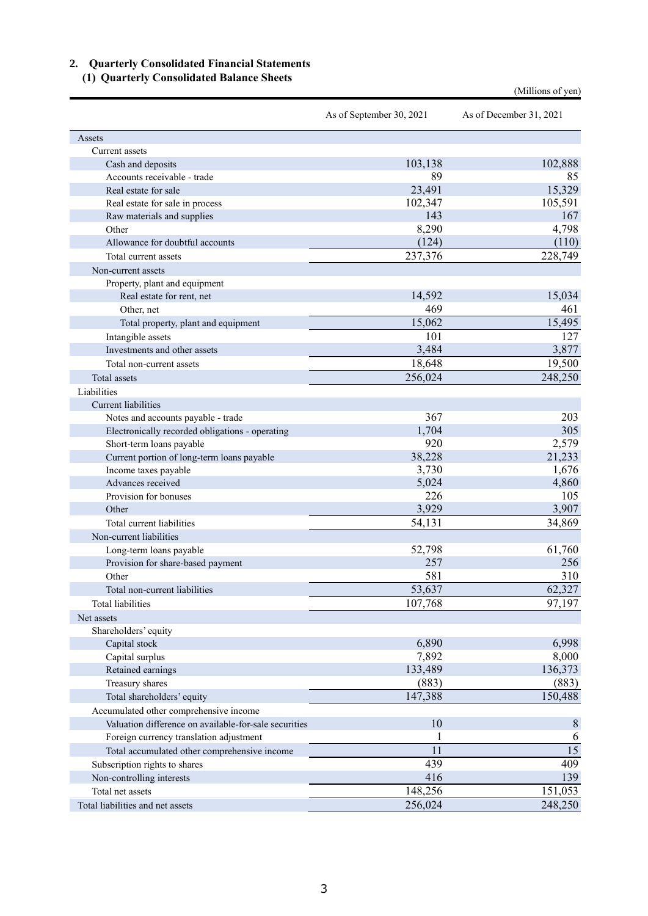## 2. Quarterly Consolidated Financial Statements

### (1) Quarterly Consolidated Balance Sheets

(Millions of yen)

| | As of September 30, 2021 | As of December 31, 2021 |
|---|---|---|
| Assets | | |
| Current assets | | |
| Cash and deposits | 103,138 | 102,888 |
| Accounts receivable - trade | 89 | 85 |
| Real estate for sale | 23,491 | 15,329 |
| Real estate for sale in process | 102,347 | 105,591 |
| Raw materials and supplies | 143 | 167 |
| Other | 8,290 | 4,798 |
| Allowance for doubtful accounts | (124) | (110) |
| Total current assets | 237,376 | 228,749 |
| Non-current assets | | |
| Property, plant and equipment | | |
| Real estate for rent, net | 14,592 | 15,034 |
| Other, net | 469 | 461 |
| Total property, plant and equipment | 15,062 | 15,495 |
| Intangible assets | 101 | 127 |
| Investments and other assets | 3,484 | 3,877 |
| Total non-current assets | 18,648 | 19,500 |
| Total assets | 256,024 | 248,250 |
| Liabilities | | |
| Current liabilities | | |
| Notes and accounts payable - trade | 367 | 203 |
| Electronically recorded obligations - operating | 1,704 | 305 |
| Short-term loans payable | 920 | 2,579 |
| Current portion of long-term loans payable | 38,228 | 21,233 |
| Income taxes payable | 3,730 | 1,676 |
| Advances received | 5,024 | 4,860 |
| Provision for bonuses | 226 | 105 |
| Other | 3,929 | 3,907 |
| Total current liabilities | 54,131 | 34,869 |
| Non-current liabilities | | |
| Long-term loans payable | 52,798 | 61,760 |
| Provision for share-based payment | 257 | 256 |
| Other | 581 | 310 |
| Total non-current liabilities | 53,637 | 62,327 |
| Total liabilities | 107,768 | 97,197 |
| Net assets | | |
| Shareholders' equity | | |
| Capital stock | 6,890 | 6,998 |
| Capital surplus | 7,892 | 8,000 |
| Retained earnings | 133,489 | 136,373 |
| Treasury shares | (883) | (883) |
| Total shareholders' equity | 147,388 | 150,488 |
| Accumulated other comprehensive income | | |
| Valuation difference on available-for-sale securities | 10 | 8 |
| Foreign currency translation adjustment | 1 | 6 |
| Total accumulated other comprehensive income | 11 | 15 |
| Subscription rights to shares | 439 | 409 |
| Non-controlling interests | 416 | 139 |
| Total net assets | 148,256 | 151,053 |
| Total liabilities and net assets | 256,024 | 248,250 |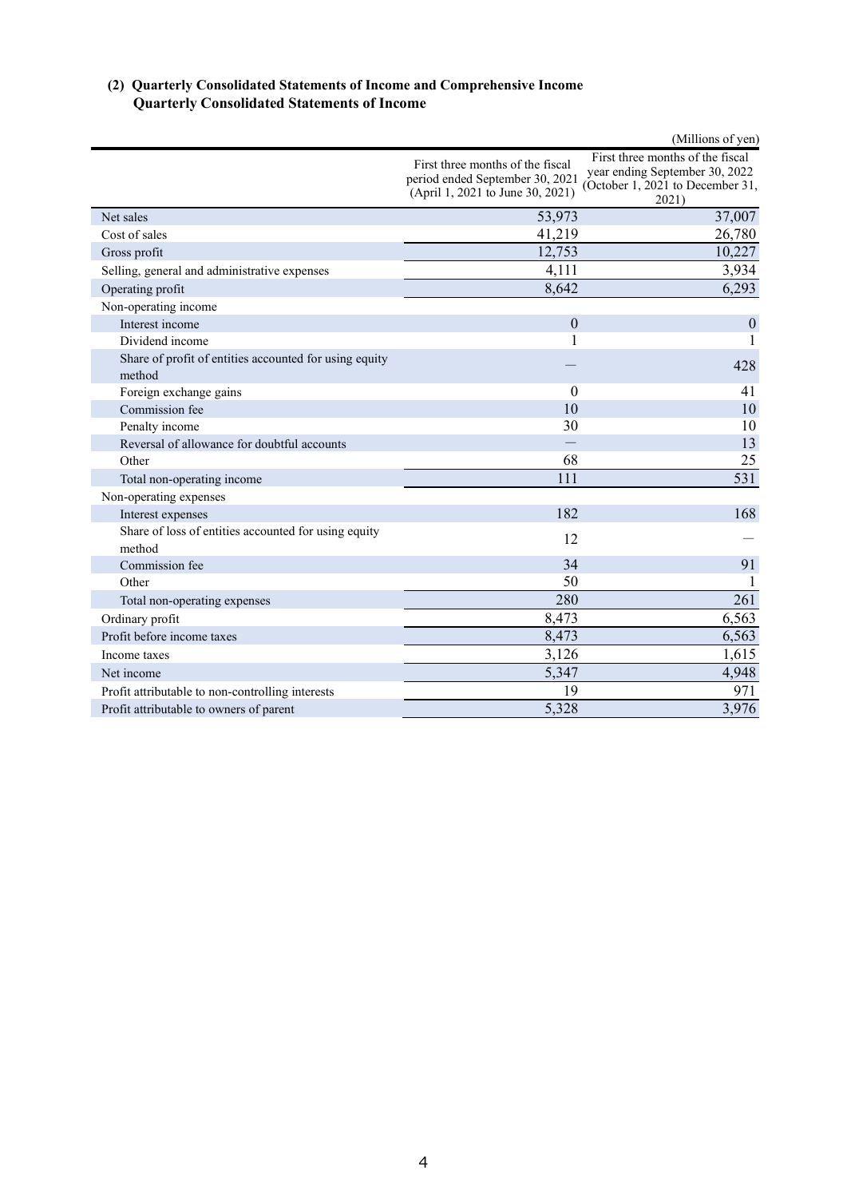**(2) Quarterly Consolidated Statements of Income and Comprehensive Income**
**Quarterly Consolidated Statements of Income**

(Millions of yen)

| | First three months of the fiscal period ended September 30, 2021 (April 1, 2021 to June 30, 2021) | First three months of the fiscal year ending September 30, 2022 (October 1, 2021 to December 31, 2021) |
|---|---|---|
| Net sales | 53,973 | 37,007 |
| Cost of sales | 41,219 | 26,780 |
| Gross profit | 12,753 | 10,227 |
| Selling, general and administrative expenses | 4,111 | 3,934 |
| Operating profit | 8,642 | 6,293 |
| Non-operating income | | |
| Interest income | 0 | 0 |
| Dividend income | 1 | 1 |
| Share of profit of entities accounted for using equity method | — | 428 |
| Foreign exchange gains | 0 | 41 |
| Commission fee | 10 | 10 |
| Penalty income | 30 | 10 |
| Reversal of allowance for doubtful accounts | — | 13 |
| Other | 68 | 25 |
| Total non-operating income | 111 | 531 |
| Non-operating expenses | | |
| Interest expenses | 182 | 168 |
| Share of loss of entities accounted for using equity method | 12 | — |
| Commission fee | 34 | 91 |
| Other | 50 | 1 |
| Total non-operating expenses | 280 | 261 |
| Ordinary profit | 8,473 | 6,563 |
| Profit before income taxes | 8,473 | 6,563 |
| Income taxes | 3,126 | 1,615 |
| Net income | 5,347 | 4,948 |
| Profit attributable to non-controlling interests | 19 | 971 |
| Profit attributable to owners of parent | 5,328 | 3,976 |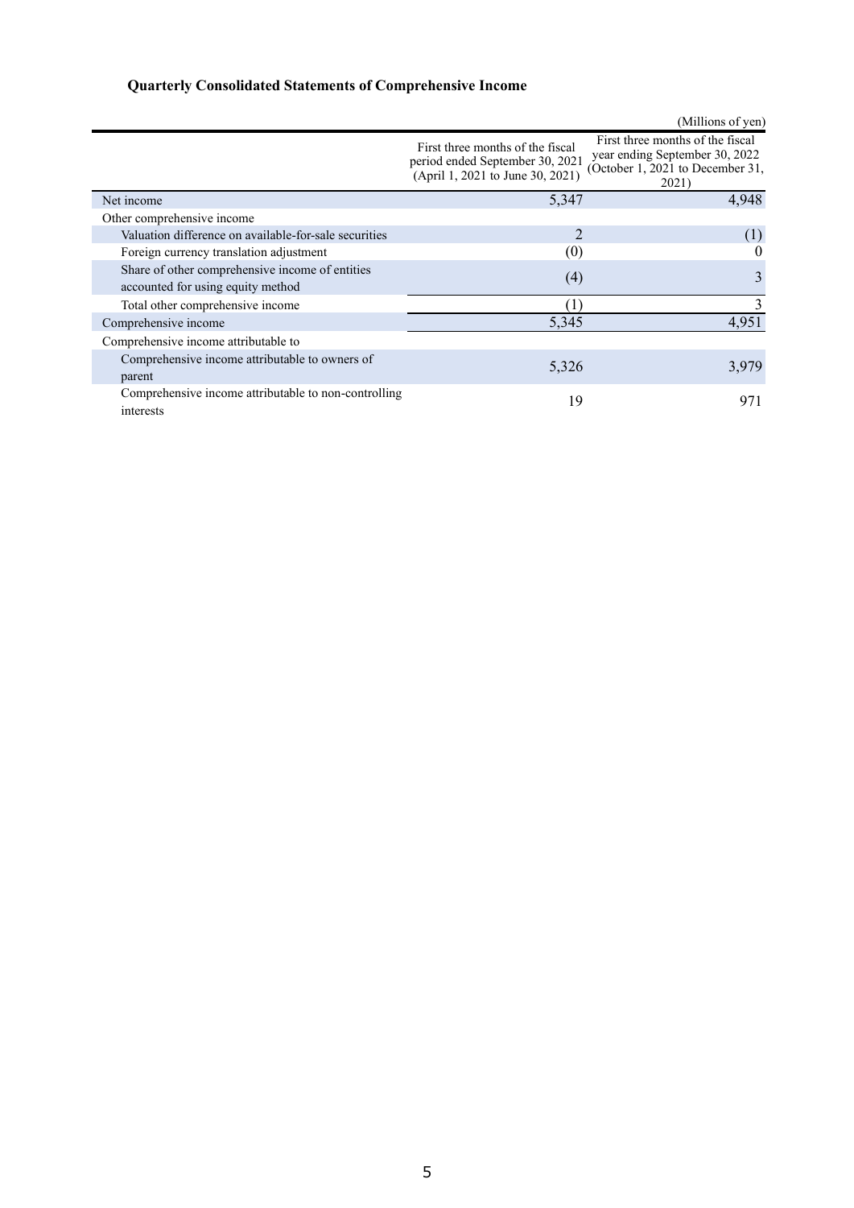### Quarterly Consolidated Statements of Comprehensive Income

(Millions of yen)

| | First three months of the fiscal period ended September 30, 2021 (April 1, 2021 to June 30, 2021) | First three months of the fiscal year ending September 30, 2022 (October 1, 2021 to December 31, 2021) |
|---|---|---|
| Net income | 5,347 | 4,948 |
| Other comprehensive income | | |
| Valuation difference on available-for-sale securities | 2 | (1) |
| Foreign currency translation adjustment | (0) | 0 |
| Share of other comprehensive income of entities accounted for using equity method | (4) | 3 |
| Total other comprehensive income | (1) | 3 |
| Comprehensive income | 5,345 | 4,951 |
| Comprehensive income attributable to | | |
| Comprehensive income attributable to owners of parent | 5,326 | 3,979 |
| Comprehensive income attributable to non-controlling interests | 19 | 971 |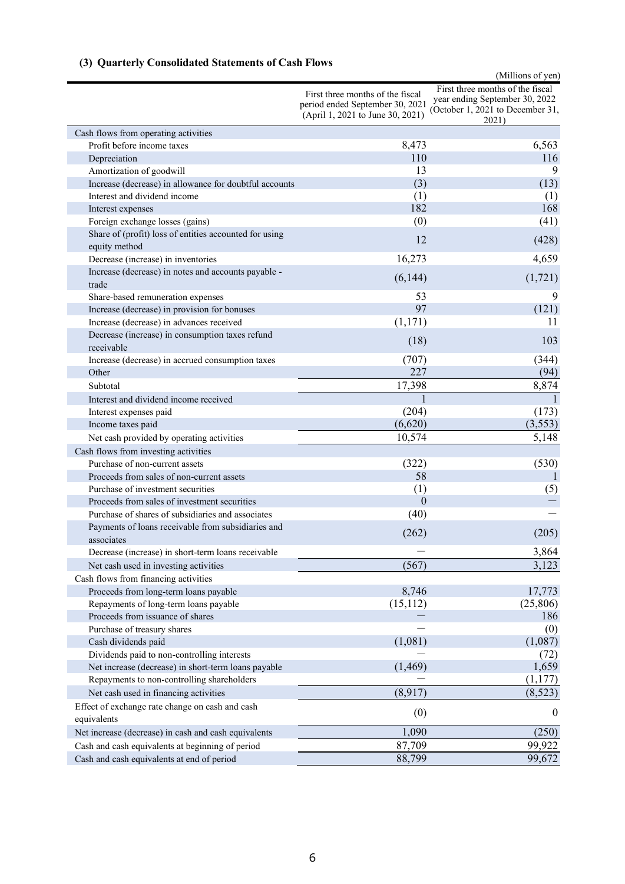### (3) Quarterly Consolidated Statements of Cash Flows

(Millions of yen)

| | First three months of the fiscal period ended September 30, 2021 (April 1, 2021 to June 30, 2021) | First three months of the fiscal year ending September 30, 2022 (October 1, 2021 to December 31, 2021) |
|---|---|---|
| Cash flows from operating activities | | |
| Profit before income taxes | 8,473 | 6,563 |
| Depreciation | 110 | 116 |
| Amortization of goodwill | 13 | 9 |
| Increase (decrease) in allowance for doubtful accounts | (3) | (13) |
| Interest and dividend income | (1) | (1) |
| Interest expenses | 182 | 168 |
| Foreign exchange losses (gains) | (0) | (41) |
| Share of (profit) loss of entities accounted for using equity method | 12 | (428) |
| Decrease (increase) in inventories | 16,273 | 4,659 |
| Increase (decrease) in notes and accounts payable - trade | (6,144) | (1,721) |
| Share-based remuneration expenses | 53 | 9 |
| Increase (decrease) in provision for bonuses | 97 | (121) |
| Increase (decrease) in advances received | (1,171) | 11 |
| Decrease (increase) in consumption taxes refund receivable | (18) | 103 |
| Increase (decrease) in accrued consumption taxes | (707) | (344) |
| Other | 227 | (94) |
| Subtotal | 17,398 | 8,874 |
| Interest and dividend income received | 1 | 1 |
| Interest expenses paid | (204) | (173) |
| Income taxes paid | (6,620) | (3,553) |
| Net cash provided by operating activities | 10,574 | 5,148 |
| Cash flows from investing activities | | |
| Purchase of non-current assets | (322) | (530) |
| Proceeds from sales of non-current assets | 58 | 1 |
| Purchase of investment securities | (1) | (5) |
| Proceeds from sales of investment securities | 0 | — |
| Purchase of shares of subsidiaries and associates | (40) | — |
| Payments of loans receivable from subsidiaries and associates | (262) | (205) |
| Decrease (increase) in short-term loans receivable | — | 3,864 |
| Net cash used in investing activities | (567) | 3,123 |
| Cash flows from financing activities | | |
| Proceeds from long-term loans payable | 8,746 | 17,773 |
| Repayments of long-term loans payable | (15,112) | (25,806) |
| Proceeds from issuance of shares | — | 186 |
| Purchase of treasury shares | — | (0) |
| Cash dividends paid | (1,081) | (1,087) |
| Dividends paid to non-controlling interests | — | (72) |
| Net increase (decrease) in short-term loans payable | (1,469) | 1,659 |
| Repayments to non-controlling shareholders | — | (1,177) |
| Net cash used in financing activities | (8,917) | (8,523) |
| Effect of exchange rate change on cash and cash equivalents | (0) | 0 |
| Net increase (decrease) in cash and cash equivalents | 1,090 | (250) |
| Cash and cash equivalents at beginning of period | 87,709 | 99,922 |
| Cash and cash equivalents at end of period | 88,799 | 99,672 |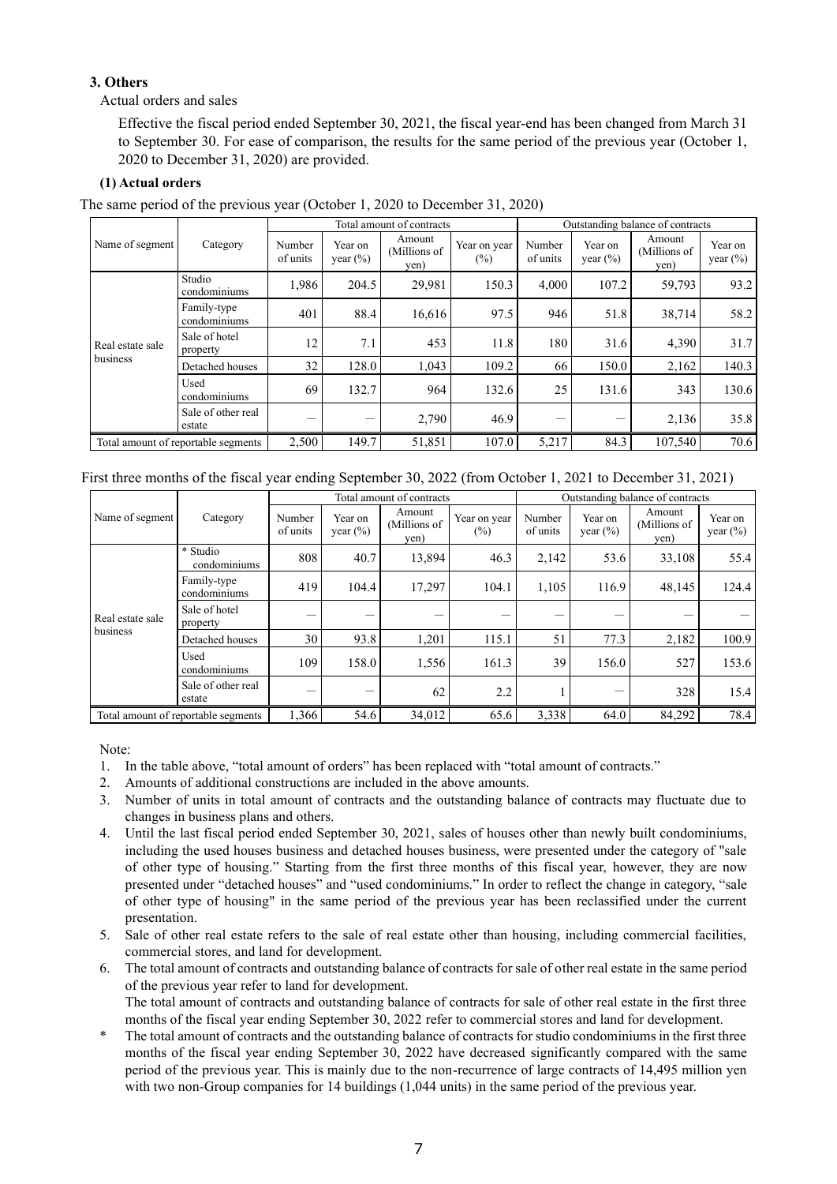### 3. Others

Actual orders and sales

Effective the fiscal period ended September 30, 2021, the fiscal year-end has been changed from March 31 to September 30. For ease of comparison, the results for the same period of the previous year (October 1, 2020 to December 31, 2020) are provided.

#### (1) Actual orders

The same period of the previous year (October 1, 2020 to December 31, 2020)

| Name of segment | Category | Total amount of contracts | | | | Outstanding balance of contracts | | | |
|---|---|---|---|---|---|---|---|---|---|
| | | Number of units | Year on year (%) | Amount (Millions of yen) | Year on year (%) | Number of units | Year on year (%) | Amount (Millions of yen) | Year on year (%) |
| Real estate sale business | Studio condominiums | 1,986 | 204.5 | 29,981 | 150.3 | 4,000 | 107.2 | 59,793 | 93.2 |
| | Family-type condominiums | 401 | 88.4 | 16,616 | 97.5 | 946 | 51.8 | 38,714 | 58.2 |
| | Sale of hotel property | 12 | 7.1 | 453 | 11.8 | 180 | 31.6 | 4,390 | 31.7 |
| | Detached houses | 32 | 128.0 | 1,043 | 109.2 | 66 | 150.0 | 2,162 | 140.3 |
| | Used condominiums | 69 | 132.7 | 964 | 132.6 | 25 | 131.6 | 343 | 130.6 |
| | Sale of other real estate | — | — | 2,790 | 46.9 | — | — | 2,136 | 35.8 |
| Total amount of reportable segments | | 2,500 | 149.7 | 51,851 | 107.0 | 5,217 | 84.3 | 107,540 | 70.6 |

First three months of the fiscal year ending September 30, 2022 (from October 1, 2021 to December 31, 2021)

| Name of segment | Category | Total amount of contracts | | | | Outstanding balance of contracts | | | |
|---|---|---|---|---|---|---|---|---|---|
| | | Number of units | Year on year (%) | Amount (Millions of yen) | Year on year (%) | Number of units | Year on year (%) | Amount (Millions of yen) | Year on year (%) |
| Real estate sale business | * Studio condominiums | 808 | 40.7 | 13,894 | 46.3 | 2,142 | 53.6 | 33,108 | 55.4 |
| | Family-type condominiums | 419 | 104.4 | 17,297 | 104.1 | 1,105 | 116.9 | 48,145 | 124.4 |
| | Sale of hotel property | — | — | — | — | — | — | — | — |
| | Detached houses | 30 | 93.8 | 1,201 | 115.1 | 51 | 77.3 | 2,182 | 100.9 |
| | Used condominiums | 109 | 158.0 | 1,556 | 161.3 | 39 | 156.0 | 527 | 153.6 |
| | Sale of other real estate | — | — | 62 | 2.2 | 1 | — | 328 | 15.4 |
| Total amount of reportable segments | | 1,366 | 54.6 | 34,012 | 65.6 | 3,338 | 64.0 | 84,292 | 78.4 |

Note:

1. In the table above, "total amount of orders" has been replaced with "total amount of contracts."
2. Amounts of additional constructions are included in the above amounts.
3. Number of units in total amount of contracts and the outstanding balance of contracts may fluctuate due to changes in business plans and others.
4. Until the last fiscal period ended September 30, 2021, sales of houses other than newly built condominiums, including the used houses business and detached houses business, were presented under the category of "sale of other type of housing." Starting from the first three months of this fiscal year, however, they are now presented under "detached houses" and "used condominiums." In order to reflect the change in category, "sale of other type of housing" in the same period of the previous year has been reclassified under the current presentation.
5. Sale of other real estate refers to the sale of real estate other than housing, including commercial facilities, commercial stores, and land for development.
6. The total amount of contracts and outstanding balance of contracts for sale of other real estate in the same period of the previous year refer to land for development.
   The total amount of contracts and outstanding balance of contracts for sale of other real estate in the first three months of the fiscal year ending September 30, 2022 refer to commercial stores and land for development.

\* The total amount of contracts and the outstanding balance of contracts for studio condominiums in the first three months of the fiscal year ending September 30, 2022 have decreased significantly compared with the same period of the previous year. This is mainly due to the non-recurrence of large contracts of 14,495 million yen with two non-Group companies for 14 buildings (1,044 units) in the same period of the previous year.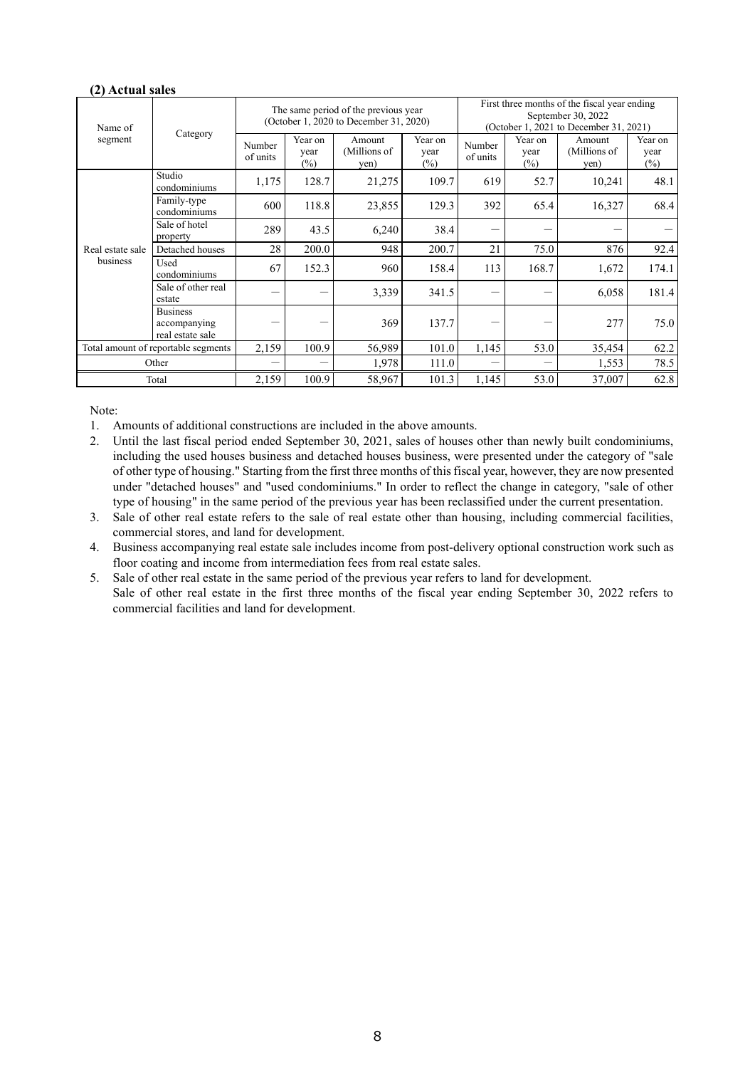### (2) Actual sales

| Name of segment | Category | The same period of the previous year (October 1, 2020 to December 31, 2020) | | | | First three months of the fiscal year ending September 30, 2022 (October 1, 2021 to December 31, 2021) | | | |
|---|---|---|---|---|---|---|---|---|---|
| | | Number of units | Year on year (%) | Amount (Millions of yen) | Year on year (%) | Number of units | Year on year (%) | Amount (Millions of yen) | Year on year (%) |
| Real estate sale business | Studio condominiums | 1,175 | 128.7 | 21,275 | 109.7 | 619 | 52.7 | 10,241 | 48.1 |
| | Family-type condominiums | 600 | 118.8 | 23,855 | 129.3 | 392 | 65.4 | 16,327 | 68.4 |
| | Sale of hotel property | 289 | 43.5 | 6,240 | 38.4 | — | — | — | — |
| | Detached houses | 28 | 200.0 | 948 | 200.7 | 21 | 75.0 | 876 | 92.4 |
| | Used condominiums | 67 | 152.3 | 960 | 158.4 | 113 | 168.7 | 1,672 | 174.1 |
| | Sale of other real estate | — | — | 3,339 | 341.5 | — | — | 6,058 | 181.4 |
| | Business accompanying real estate sale | — | — | 369 | 137.7 | — | — | 277 | 75.0 |
| Total amount of reportable segments | | 2,159 | 100.9 | 56,989 | 101.0 | 1,145 | 53.0 | 35,454 | 62.2 |
| Other | | — | — | 1,978 | 111.0 | — | — | 1,553 | 78.5 |
| Total | | 2,159 | 100.9 | 58,967 | 101.3 | 1,145 | 53.0 | 37,007 | 62.8 |

Note:

1. Amounts of additional constructions are included in the above amounts.
2. Until the last fiscal period ended September 30, 2021, sales of houses other than newly built condominiums, including the used houses business and detached houses business, were presented under the category of "sale of other type of housing." Starting from the first three months of this fiscal year, however, they are now presented under "detached houses" and "used condominiums." In order to reflect the change in category, "sale of other type of housing" in the same period of the previous year has been reclassified under the current presentation.
3. Sale of other real estate refers to the sale of real estate other than housing, including commercial facilities, commercial stores, and land for development.
4. Business accompanying real estate sale includes income from post-delivery optional construction work such as floor coating and income from intermediation fees from real estate sales.
5. Sale of other real estate in the same period of the previous year refers to land for development.
   Sale of other real estate in the first three months of the fiscal year ending September 30, 2022 refers to commercial facilities and land for development.